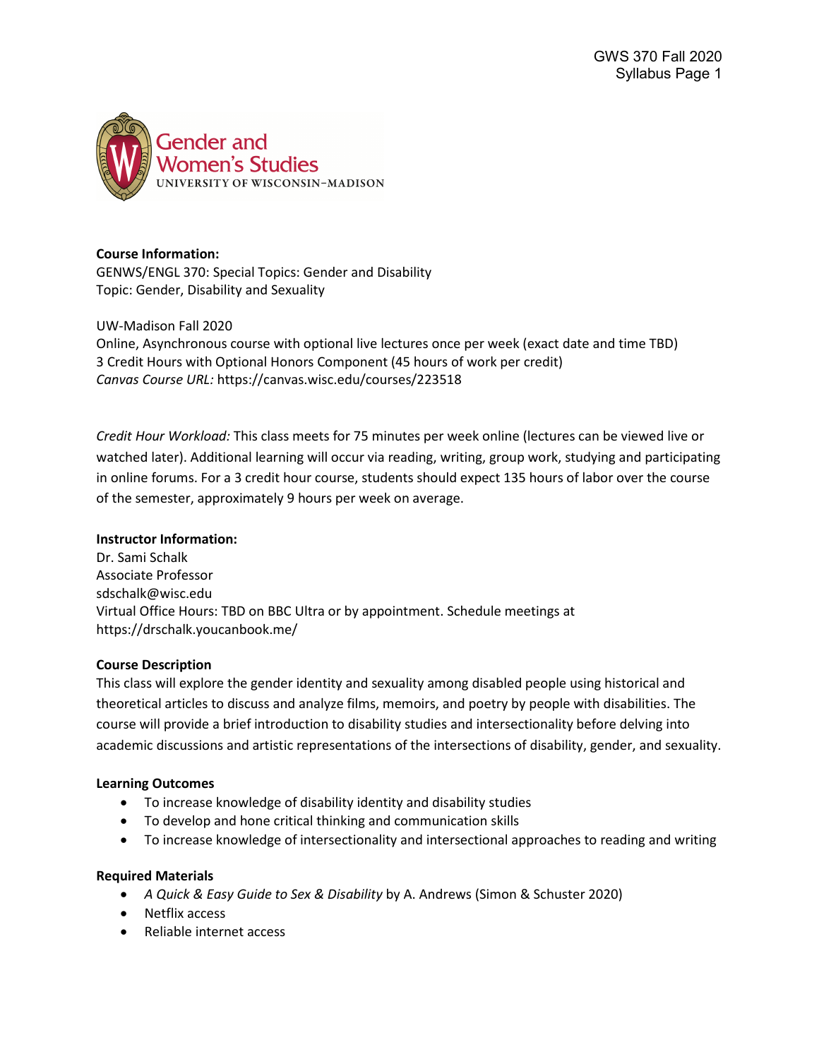**Course Information:**
GENWS/ENGL 370: Special Topics: Gender and Disability
Topic: Gender, Disability and Sexuality

UW-Madison Fall 2020
Online, Asynchronous course with optional live lectures once per week (exact date and time TBD)
3 Credit Hours with Optional Honors Component (45 hours of work per credit)
*Canvas Course URL:* https://canvas.wisc.edu/courses/223518

*Credit Hour Workload:* This class meets for 75 minutes per week online (lectures can be viewed live or watched later). Additional learning will occur via reading, writing, group work, studying and participating in online forums. For a 3 credit hour course, students should expect 135 hours of labor over the course of the semester, approximately 9 hours per week on average.

**Instructor Information:**
Dr. Sami Schalk
Associate Professor
sdschalk@wisc.edu
Virtual Office Hours: TBD on BBC Ultra or by appointment. Schedule meetings at https://drschalk.youcanbook.me/

**Course Description**
This class will explore the gender identity and sexuality among disabled people using historical and theoretical articles to discuss and analyze films, memoirs, and poetry by people with disabilities. The course will provide a brief introduction to disability studies and intersectionality before delving into academic discussions and artistic representations of the intersections of disability, gender, and sexuality.

**Learning Outcomes**
- To increase knowledge of disability identity and disability studies
- To develop and hone critical thinking and communication skills
- To increase knowledge of intersectionality and intersectional approaches to reading and writing

**Required Materials**
- *A Quick & Easy Guide to Sex & Disability* by A. Andrews (Simon & Schuster 2020)
- Netflix access
- Reliable internet access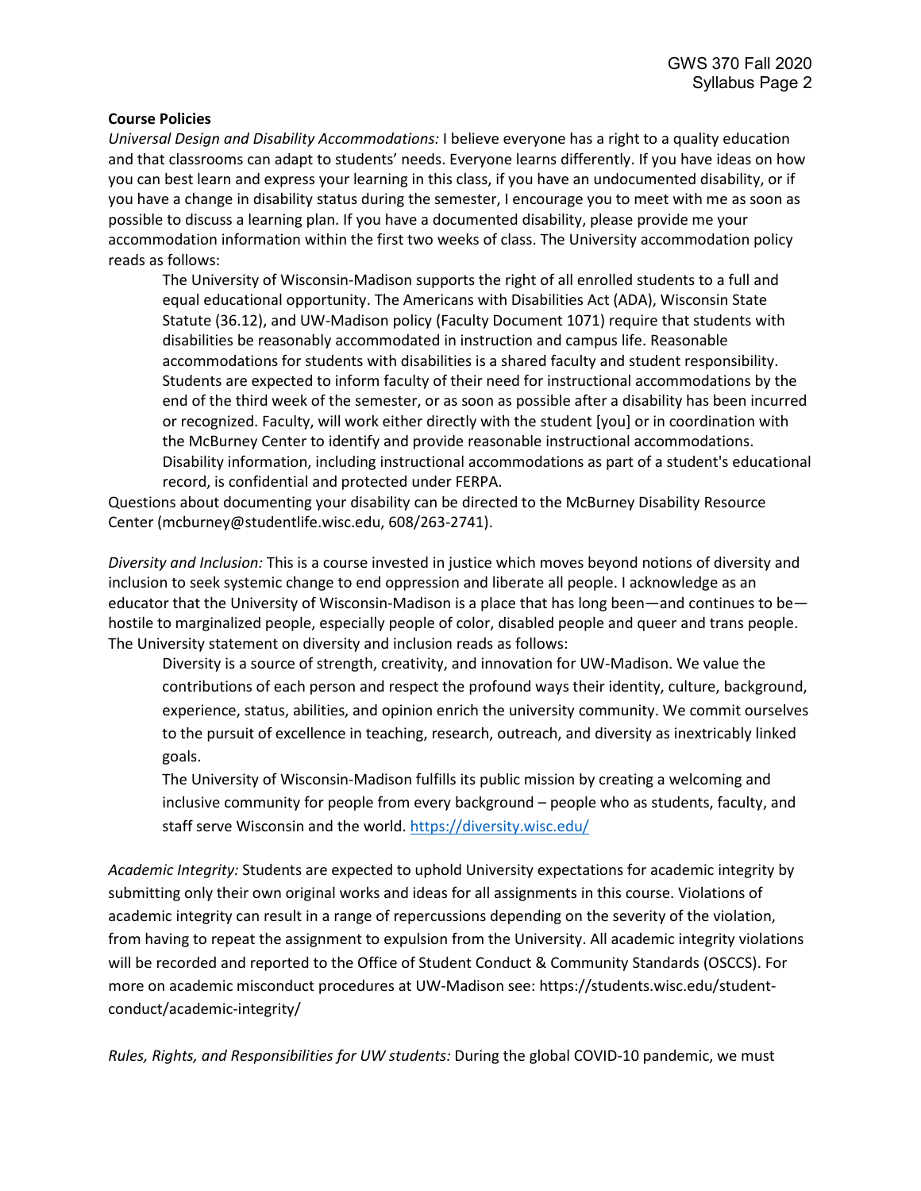**Course Policies**

*Universal Design and Disability Accommodations:* I believe everyone has a right to a quality education and that classrooms can adapt to students' needs. Everyone learns differently. If you have ideas on how you can best learn and express your learning in this class, if you have an undocumented disability, or if you have a change in disability status during the semester, I encourage you to meet with me as soon as possible to discuss a learning plan. If you have a documented disability, please provide me your accommodation information within the first two weeks of class. The University accommodation policy reads as follows:

> The University of Wisconsin-Madison supports the right of all enrolled students to a full and equal educational opportunity. The Americans with Disabilities Act (ADA), Wisconsin State Statute (36.12), and UW-Madison policy (Faculty Document 1071) require that students with disabilities be reasonably accommodated in instruction and campus life. Reasonable accommodations for students with disabilities is a shared faculty and student responsibility. Students are expected to inform faculty of their need for instructional accommodations by the end of the third week of the semester, or as soon as possible after a disability has been incurred or recognized. Faculty, will work either directly with the student [you] or in coordination with the McBurney Center to identify and provide reasonable instructional accommodations. Disability information, including instructional accommodations as part of a student's educational record, is confidential and protected under FERPA.

Questions about documenting your disability can be directed to the McBurney Disability Resource Center (mcburney@studentlife.wisc.edu, 608/263-2741).

*Diversity and Inclusion:* This is a course invested in justice which moves beyond notions of diversity and inclusion to seek systemic change to end oppression and liberate all people. I acknowledge as an educator that the University of Wisconsin-Madison is a place that has long been—and continues to be—hostile to marginalized people, especially people of color, disabled people and queer and trans people. The University statement on diversity and inclusion reads as follows:

> Diversity is a source of strength, creativity, and innovation for UW-Madison. We value the contributions of each person and respect the profound ways their identity, culture, background, experience, status, abilities, and opinion enrich the university community. We commit ourselves to the pursuit of excellence in teaching, research, outreach, and diversity as inextricably linked goals.
>
> The University of Wisconsin-Madison fulfills its public mission by creating a welcoming and inclusive community for people from every background – people who as students, faculty, and staff serve Wisconsin and the world. [https://diversity.wisc.edu/](https://diversity.wisc.edu/)

*Academic Integrity:* Students are expected to uphold University expectations for academic integrity by submitting only their own original works and ideas for all assignments in this course. Violations of academic integrity can result in a range of repercussions depending on the severity of the violation, from having to repeat the assignment to expulsion from the University. All academic integrity violations will be recorded and reported to the Office of Student Conduct & Community Standards (OSCCS). For more on academic misconduct procedures at UW-Madison see: https://students.wisc.edu/student-conduct/academic-integrity/

*Rules, Rights, and Responsibilities for UW students:* During the global COVID-10 pandemic, we must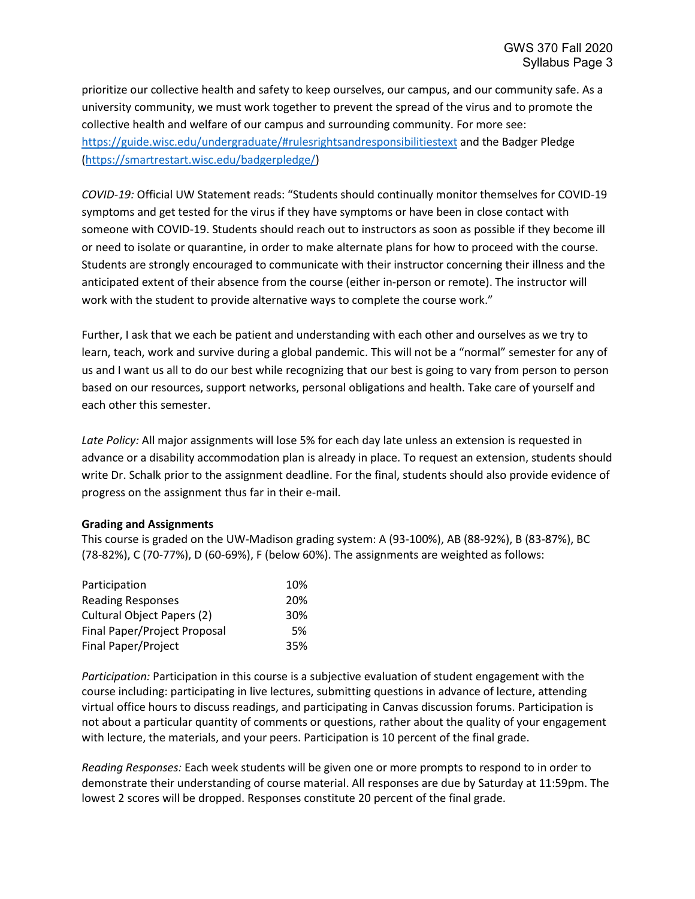prioritize our collective health and safety to keep ourselves, our campus, and our community safe. As a university community, we must work together to prevent the spread of the virus and to promote the collective health and welfare of our campus and surrounding community. For more see: https://guide.wisc.edu/undergraduate/#rulesrightsandresponsibilitiestext and the Badger Pledge (https://smartrestart.wisc.edu/badgerpledge/)

*COVID-19:* Official UW Statement reads: "Students should continually monitor themselves for COVID-19 symptoms and get tested for the virus if they have symptoms or have been in close contact with someone with COVID-19. Students should reach out to instructors as soon as possible if they become ill or need to isolate or quarantine, in order to make alternate plans for how to proceed with the course. Students are strongly encouraged to communicate with their instructor concerning their illness and the anticipated extent of their absence from the course (either in-person or remote). The instructor will work with the student to provide alternative ways to complete the course work."

Further, I ask that we each be patient and understanding with each other and ourselves as we try to learn, teach, work and survive during a global pandemic. This will not be a "normal" semester for any of us and I want us all to do our best while recognizing that our best is going to vary from person to person based on our resources, support networks, personal obligations and health. Take care of yourself and each other this semester.

*Late Policy:* All major assignments will lose 5% for each day late unless an extension is requested in advance or a disability accommodation plan is already in place. To request an extension, students should write Dr. Schalk prior to the assignment deadline. For the final, students should also provide evidence of progress on the assignment thus far in their e-mail.

**Grading and Assignments**

This course is graded on the UW-Madison grading system: A (93-100%), AB (88-92%), B (83-87%), BC (78-82%), C (70-77%), D (60-69%), F (below 60%). The assignments are weighted as follows:

| Assignment | Weight |
|---|---|
| Participation | 10% |
| Reading Responses | 20% |
| Cultural Object Papers (2) | 30% |
| Final Paper/Project Proposal | 5% |
| Final Paper/Project | 35% |

*Participation:* Participation in this course is a subjective evaluation of student engagement with the course including: participating in live lectures, submitting questions in advance of lecture, attending virtual office hours to discuss readings, and participating in Canvas discussion forums. Participation is not about a particular quantity of comments or questions, rather about the quality of your engagement with lecture, the materials, and your peers. Participation is 10 percent of the final grade.

*Reading Responses:* Each week students will be given one or more prompts to respond to in order to demonstrate their understanding of course material. All responses are due by Saturday at 11:59pm. The lowest 2 scores will be dropped. Responses constitute 20 percent of the final grade.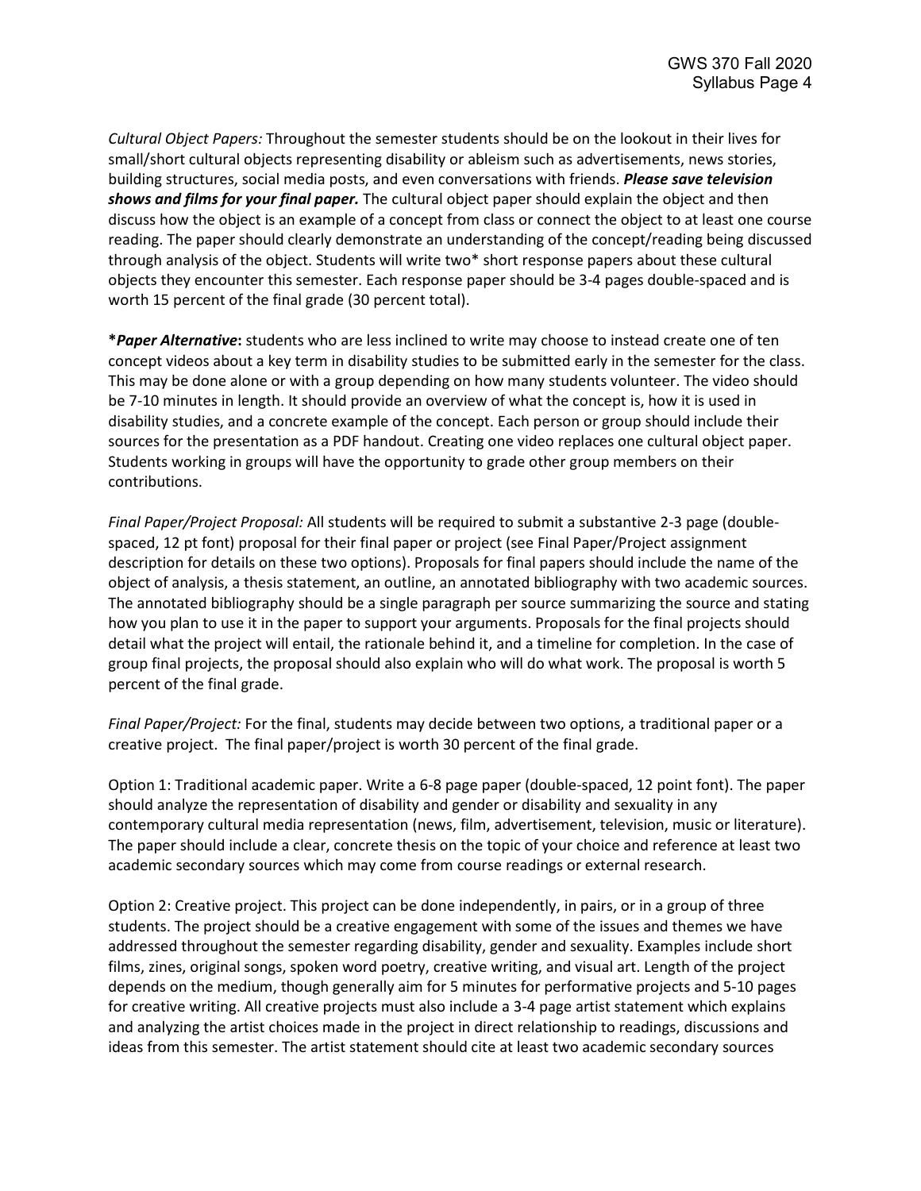*Cultural Object Papers:* Throughout the semester students should be on the lookout in their lives for small/short cultural objects representing disability or ableism such as advertisements, news stories, building structures, social media posts, and even conversations with friends. ***Please save television shows and films for your final paper.*** The cultural object paper should explain the object and then discuss how the object is an example of a concept from class or connect the object to at least one course reading. The paper should clearly demonstrate an understanding of the concept/reading being discussed through analysis of the object. Students will write two* short response papers about these cultural objects they encounter this semester. Each response paper should be 3-4 pages double-spaced and is worth 15 percent of the final grade (30 percent total).

***Paper Alternative*:** students who are less inclined to write may choose to instead create one of ten concept videos about a key term in disability studies to be submitted early in the semester for the class. This may be done alone or with a group depending on how many students volunteer. The video should be 7-10 minutes in length. It should provide an overview of what the concept is, how it is used in disability studies, and a concrete example of the concept. Each person or group should include their sources for the presentation as a PDF handout. Creating one video replaces one cultural object paper. Students working in groups will have the opportunity to grade other group members on their contributions.

*Final Paper/Project Proposal:* All students will be required to submit a substantive 2-3 page (double-spaced, 12 pt font) proposal for their final paper or project (see Final Paper/Project assignment description for details on these two options). Proposals for final papers should include the name of the object of analysis, a thesis statement, an outline, an annotated bibliography with two academic sources. The annotated bibliography should be a single paragraph per source summarizing the source and stating how you plan to use it in the paper to support your arguments. Proposals for the final projects should detail what the project will entail, the rationale behind it, and a timeline for completion. In the case of group final projects, the proposal should also explain who will do what work. The proposal is worth 5 percent of the final grade.

*Final Paper/Project:* For the final, students may decide between two options, a traditional paper or a creative project. The final paper/project is worth 30 percent of the final grade.

Option 1: Traditional academic paper. Write a 6-8 page paper (double-spaced, 12 point font). The paper should analyze the representation of disability and gender or disability and sexuality in any contemporary cultural media representation (news, film, advertisement, television, music or literature). The paper should include a clear, concrete thesis on the topic of your choice and reference at least two academic secondary sources which may come from course readings or external research.

Option 2: Creative project. This project can be done independently, in pairs, or in a group of three students. The project should be a creative engagement with some of the issues and themes we have addressed throughout the semester regarding disability, gender and sexuality. Examples include short films, zines, original songs, spoken word poetry, creative writing, and visual art. Length of the project depends on the medium, though generally aim for 5 minutes for performative projects and 5-10 pages for creative writing. All creative projects must also include a 3-4 page artist statement which explains and analyzing the artist choices made in the project in direct relationship to readings, discussions and ideas from this semester. The artist statement should cite at least two academic secondary sources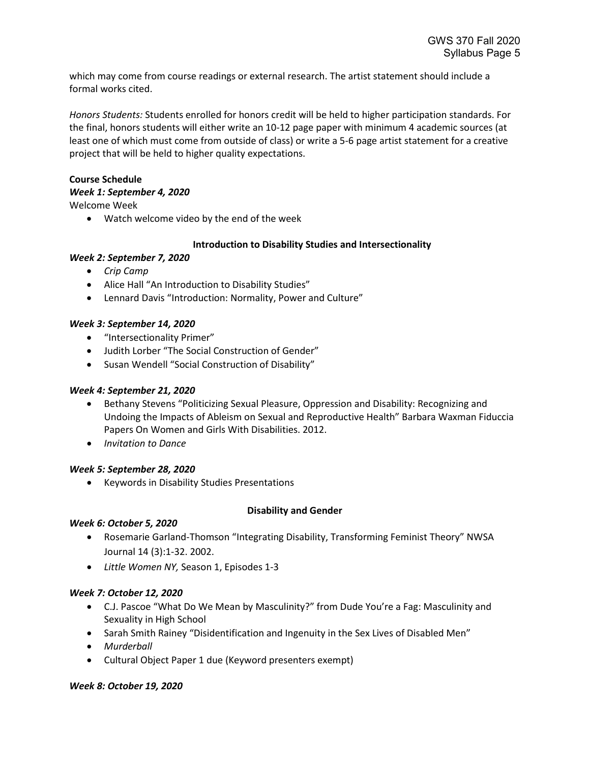which may come from course readings or external research. The artist statement should include a formal works cited.

*Honors Students:* Students enrolled for honors credit will be held to higher participation standards. For the final, honors students will either write an 10-12 page paper with minimum 4 academic sources (at least one of which must come from outside of class) or write a 5-6 page artist statement for a creative project that will be held to higher quality expectations.

**Course Schedule**

***Week 1: September 4, 2020***

Welcome Week

- Watch welcome video by the end of the week

**Introduction to Disability Studies and Intersectionality**

***Week 2: September 7, 2020***

- *Crip Camp*
- Alice Hall "An Introduction to Disability Studies"
- Lennard Davis "Introduction: Normality, Power and Culture"

***Week 3: September 14, 2020***

- "Intersectionality Primer"
- Judith Lorber "The Social Construction of Gender"
- Susan Wendell "Social Construction of Disability"

***Week 4: September 21, 2020***

- Bethany Stevens "Politicizing Sexual Pleasure, Oppression and Disability: Recognizing and Undoing the Impacts of Ableism on Sexual and Reproductive Health" Barbara Waxman Fiduccia Papers On Women and Girls With Disabilities. 2012.
- *Invitation to Dance*

***Week 5: September 28, 2020***

- Keywords in Disability Studies Presentations

**Disability and Gender**

***Week 6: October 5, 2020***

- Rosemarie Garland-Thomson "Integrating Disability, Transforming Feminist Theory" NWSA Journal 14 (3):1-32. 2002.
- *Little Women NY,* Season 1, Episodes 1-3

***Week 7: October 12, 2020***

- C.J. Pascoe "What Do We Mean by Masculinity?" from Dude You're a Fag: Masculinity and Sexuality in High School
- Sarah Smith Rainey "Disidentification and Ingenuity in the Sex Lives of Disabled Men"
- *Murderball*
- Cultural Object Paper 1 due (Keyword presenters exempt)

***Week 8: October 19, 2020***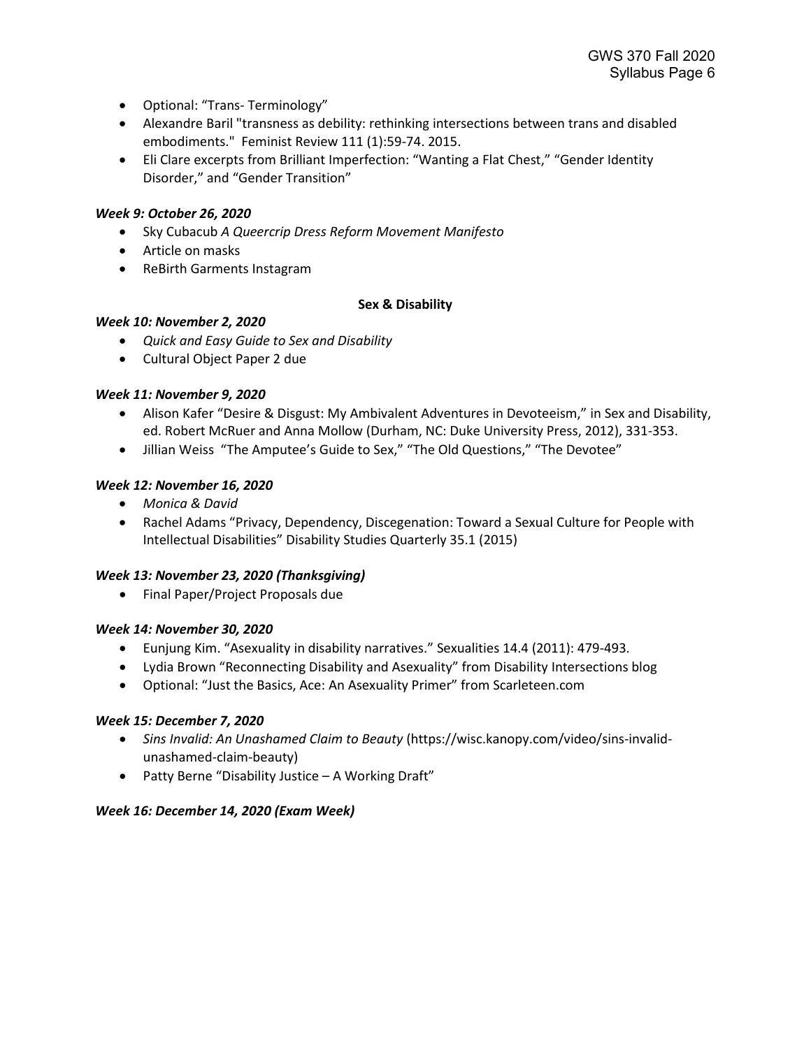- Optional: "Trans- Terminology"
- Alexandre Baril "transness as debility: rethinking intersections between trans and disabled embodiments." Feminist Review 111 (1):59-74. 2015.
- Eli Clare excerpts from Brilliant Imperfection: "Wanting a Flat Chest," "Gender Identity Disorder," and "Gender Transition"

***Week 9: October 26, 2020***

- Sky Cubacub *A Queercrip Dress Reform Movement Manifesto*
- Article on masks
- ReBirth Garments Instagram

**Sex & Disability**

***Week 10: November 2, 2020***

- *Quick and Easy Guide to Sex and Disability*
- Cultural Object Paper 2 due

***Week 11: November 9, 2020***

- Alison Kafer "Desire & Disgust: My Ambivalent Adventures in Devoteeism," in Sex and Disability, ed. Robert McRuer and Anna Mollow (Durham, NC: Duke University Press, 2012), 331-353.
- Jillian Weiss "The Amputee's Guide to Sex," "The Old Questions," "The Devotee"

***Week 12: November 16, 2020***

- *Monica & David*
- Rachel Adams "Privacy, Dependency, Discegenation: Toward a Sexual Culture for People with Intellectual Disabilities" Disability Studies Quarterly 35.1 (2015)

***Week 13: November 23, 2020 (Thanksgiving)***

- Final Paper/Project Proposals due

***Week 14: November 30, 2020***

- Eunjung Kim. "Asexuality in disability narratives." Sexualities 14.4 (2011): 479-493.
- Lydia Brown "Reconnecting Disability and Asexuality" from Disability Intersections blog
- Optional: "Just the Basics, Ace: An Asexuality Primer" from Scarleteen.com

***Week 15: December 7, 2020***

- *Sins Invalid: An Unashamed Claim to Beauty* (https://wisc.kanopy.com/video/sins-invalid-unashamed-claim-beauty)
- Patty Berne "Disability Justice – A Working Draft"

***Week 16: December 14, 2020 (Exam Week)***